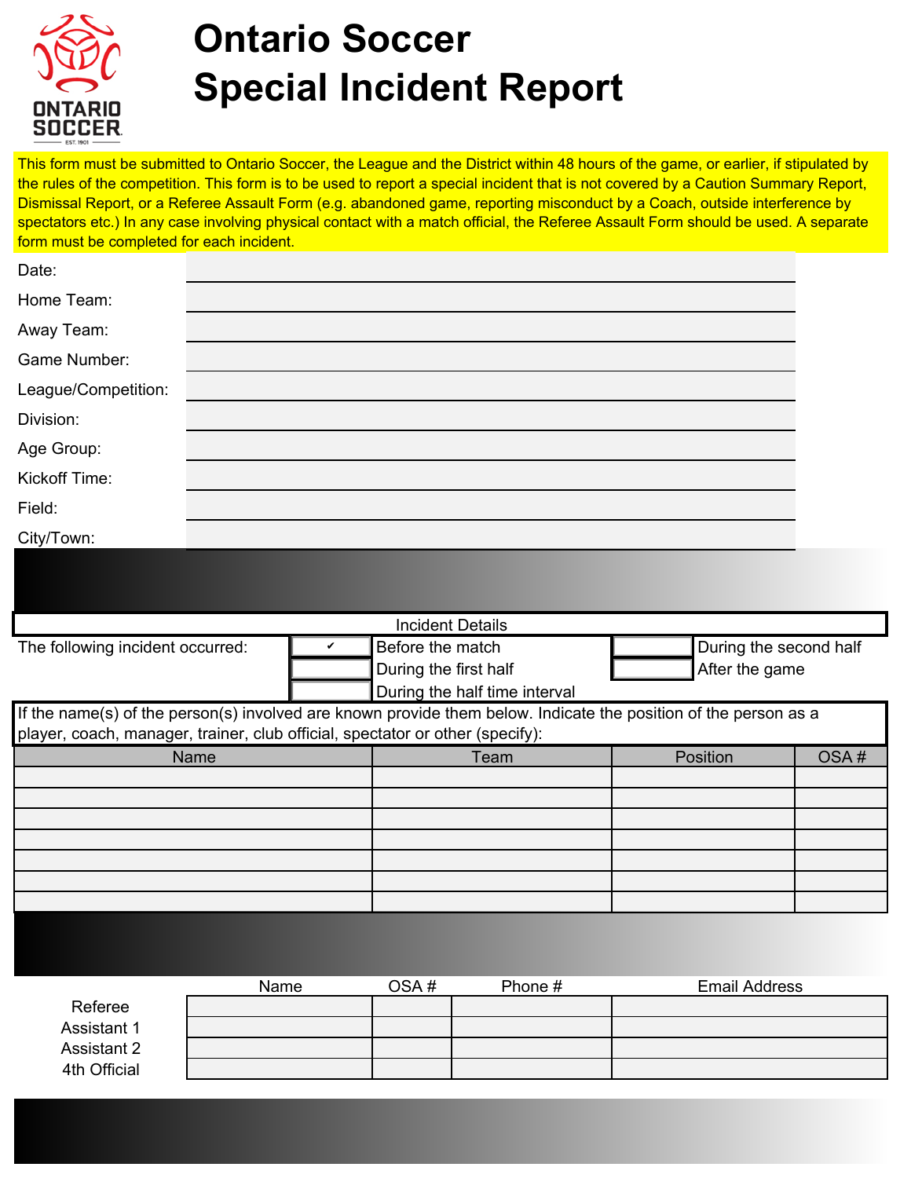# Ontario Soccer
# Special Incident Report

This form must be submitted to Ontario Soccer, the League and the District within 48 hours of the game, or earlier, if stipulated by the rules of the competition. This form is to be used to report a special incident that is not covered by a Caution Summary Report, Dismissal Report, or a Referee Assault Form (e.g. abandoned game, reporting misconduct by a Coach, outside interference by spectators etc.) In any case involving physical contact with a match official, the Referee Assault Form should be used. A separate form must be completed for each incident.

| | |
|---|---|
| Date: | |
| Home Team: | |
| Away Team: | |
| Game Number: | |
| League/Competition: | |
| Division: | |
| Age Group: | |
| Kickoff Time: | |
| Field: | |
| City/Town: | |

## Incident Details

The following incident occurred:

- [✔] Before the match
- [ ] During the first half
- [ ] During the half time interval
- [ ] During the second half
- [ ] After the game

If the name(s) of the person(s) involved are known provide them below. Indicate the position of the person as a player, coach, manager, trainer, club official, spectator or other (specify):

| Name | Team | Position | OSA # |
|---|---|---|---|
| | | | |
| | | | |
| | | | |
| | | | |
| | | | |
| | | | |
| | | | |

| | Name | OSA # | Phone # | Email Address |
|---|---|---|---|---|
| Referee | | | | |
| Assistant 1 | | | | |
| Assistant 2 | | | | |
| 4th Official | | | | |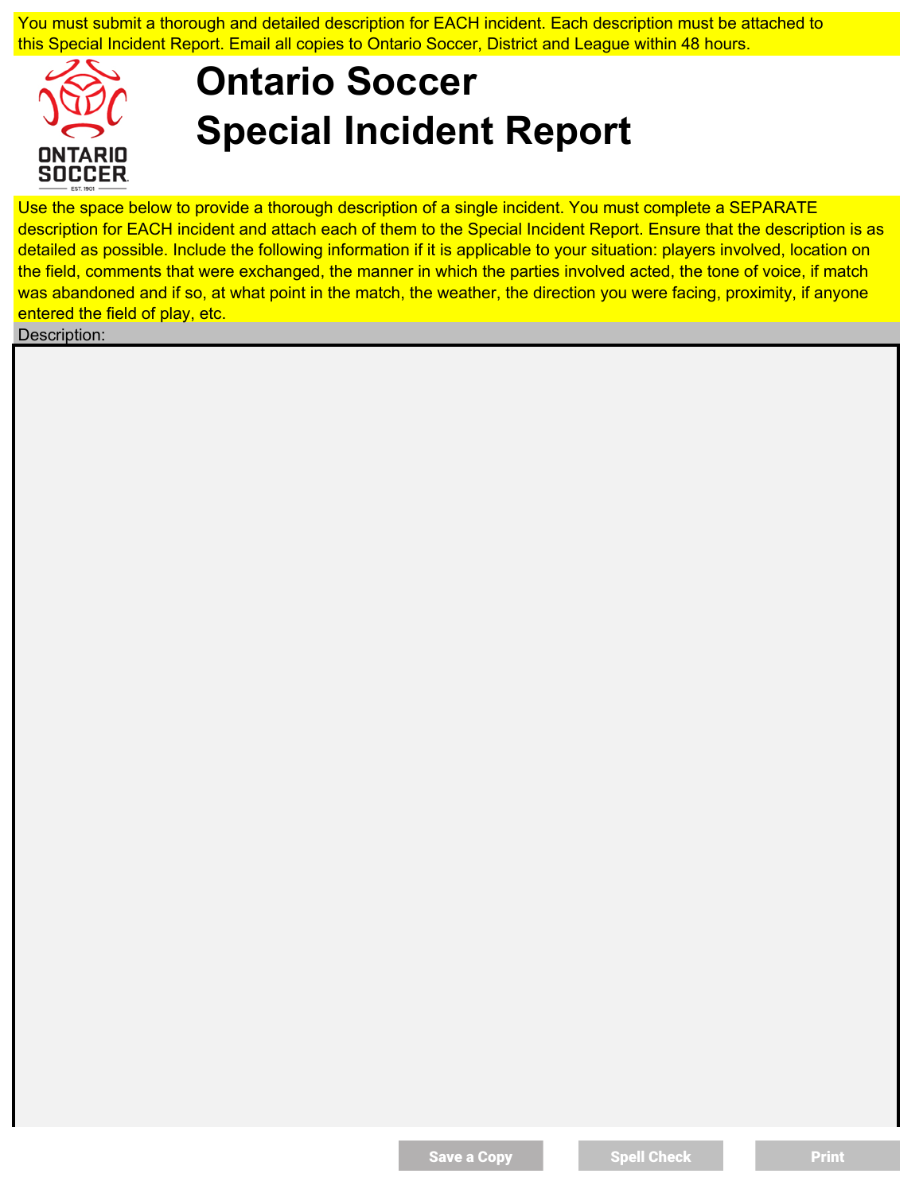You must submit a thorough and detailed description for EACH incident. Each description must be attached to this Special Incident Report. Email all copies to Ontario Soccer, District and League within 48 hours.

# Ontario Soccer
# Special Incident Report

Use the space below to provide a thorough description of a single incident. You must complete a SEPARATE description for EACH incident and attach each of them to the Special Incident Report. Ensure that the description is as detailed as possible. Include the following information if it is applicable to your situation: players involved, location on the field, comments that were exchanged, the manner in which the parties involved acted, the tone of voice, if match was abandoned and if so, at what point in the match, the weather, the direction you were facing, proximity, if anyone entered the field of play, etc.

Description:

Save a Copy

Spell Check

Print